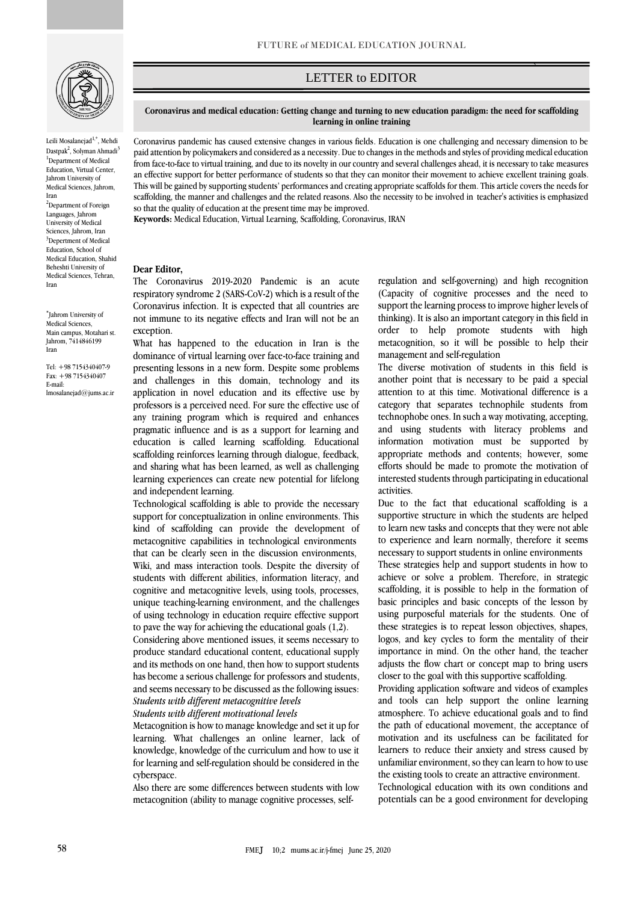LETTER to EDITOR

# Coronavirus and medical education: Getting change and turning to new education paradigm: the need for scaffolding learning in online training

Leili Mosalanejad[1,*], Mehdi Dastpak[2], Solyman Ahmadi[3]

[1]Department of Medical Education, Virtual Center, Jahrom University of Medical Sciences, Jahrom, Iran

[2]Department of Foreign Languages, Jahrom University of Medical Sciences, Jahrom, Iran

[3]Depertment of Medical Education, School of Medical Education, Shahid Beheshti University of Medical Sciences, Tehran, Iran

[*]Jahrom University of Medical Sciences, Main campus, Motahari st. Jahrom, 7414846199 Iran

Tel: +98 7154340407-9
Fax: +98 7154340407
E-mail: lmosalanejad@jums.ac.ir

Coronavirus pandemic has caused extensive changes in various fields. Education is one challenging and necessary dimension to be paid attention by policymakers and considered as a necessity. Due to changes in the methods and styles of providing medical education from face-to-face to virtual training, and due to its novelty in our country and several challenges ahead, it is necessary to take measures an effective support for better performance of students so that they can monitor their movement to achieve excellent training goals. This will be gained by supporting students' performances and creating appropriate scaffolds for them. This article covers the needs for scaffolding, the manner and challenges and the related reasons. Also the necessity to be involved in teacher's activities is emphasized so that the quality of education at the present time may be improved.

**Keywords:** Medical Education, Virtual Learning, Scaffolding, Coronavirus, IRAN

**Dear Editor,**

The Coronavirus 2019-2020 Pandemic is an acute respiratory syndrome 2 (SARS-CoV-2) which is a result of the Coronavirus infection. It is expected that all countries are not immune to its negative effects and Iran will not be an exception.

What has happened to the education in Iran is the dominance of virtual learning over face-to-face training and presenting lessons in a new form. Despite some problems and challenges in this domain, technology and its application in novel education and its effective use by professors is a perceived need. For sure the effective use of any training program which is required and enhances pragmatic influence and is as a support for learning and education is called learning scaffolding. Educational scaffolding reinforces learning through dialogue, feedback, and sharing what has been learned, as well as challenging learning experiences can create new potential for lifelong and independent learning.

Technological scaffolding is able to provide the necessary support for conceptualization in online environments. This kind of scaffolding can provide the development of metacognitive capabilities in technological environments that can be clearly seen in the discussion environments, Wiki, and mass interaction tools. Despite the diversity of students with different abilities, information literacy, and cognitive and metacognitive levels, using tools, processes, unique teaching-learning environment, and the challenges of using technology in education require effective support to pave the way for achieving the educational goals (1,2).

Considering above mentioned issues, it seems necessary to produce standard educational content, educational supply and its methods on one hand, then how to support students has become a serious challenge for professors and students, and seems necessary to be discussed as the following issues:

*Students with different metacognitive levels*

*Students with different motivational levels*

Metacognition is how to manage knowledge and set it up for learning. What challenges an online learner, lack of knowledge, knowledge of the curriculum and how to use it for learning and self-regulation should be considered in the cyberspace.

Also there are some differences between students with low metacognition (ability to manage cognitive processes, self-regulation and self-governing) and high recognition (Capacity of cognitive processes and the need to support the learning process to improve higher levels of thinking). It is also an important category in this field in order to help promote students with high metacognition, so it will be possible to help their management and self-regulation

The diverse motivation of students in this field is another point that is necessary to be paid a special attention to at this time. Motivational difference is a category that separates technophile students from technophobe ones. In such a way motivating, accepting, and using students with literacy problems and information motivation must be supported by appropriate methods and contents; however, some efforts should be made to promote the motivation of interested students through participating in educational activities.

Due to the fact that educational scaffolding is a supportive structure in which the students are helped to learn new tasks and concepts that they were not able to experience and learn normally, therefore it seems necessary to support students in online environments

These strategies help and support students in how to achieve or solve a problem. Therefore, in strategic scaffolding, it is possible to help in the formation of basic principles and basic concepts of the lesson by using purposeful materials for the students. One of these strategies is to repeat lesson objectives, shapes, logos, and key cycles to form the mentality of their importance in mind. On the other hand, the teacher adjusts the flow chart or concept map to bring users closer to the goal with this supportive scaffolding.

Providing application software and videos of examples and tools can help support the online learning atmosphere. To achieve educational goals and to find the path of educational movement, the acceptance of motivation and its usefulness can be facilitated for learners to reduce their anxiety and stress caused by unfamiliar environment, so they can learn to how to use the existing tools to create an attractive environment.

Technological education with its own conditions and potentials can be a good environment for developing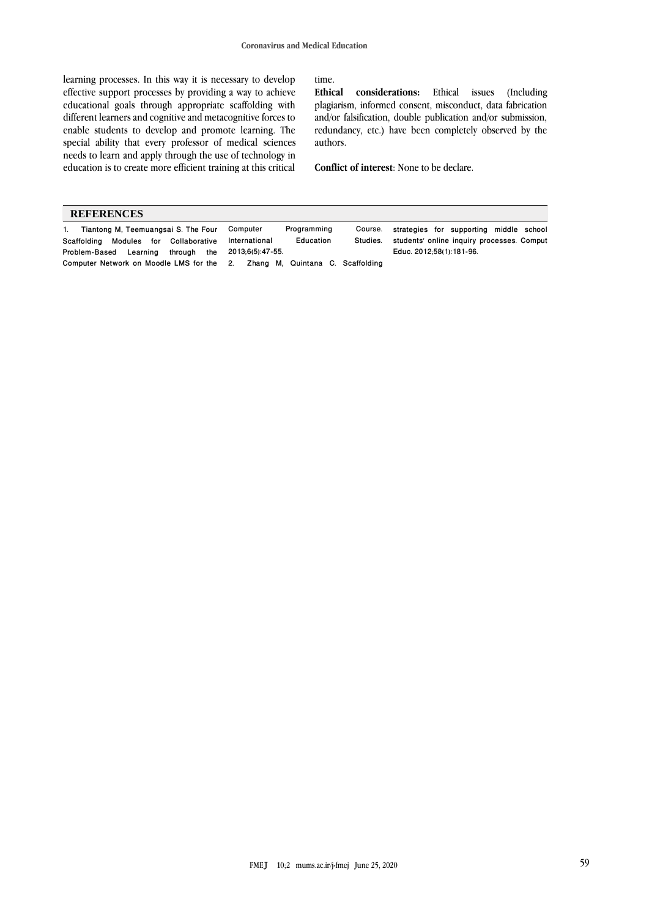learning processes. In this way it is necessary to develop effective support processes by providing a way to achieve educational goals through appropriate scaffolding with different learners and cognitive and metacognitive forces to enable students to develop and promote learning. The special ability that every professor of medical sciences needs to learn and apply through the use of technology in education is to create more efficient training at this critical time.

**Ethical considerations:** Ethical issues (Including plagiarism, informed consent, misconduct, data fabrication and/or falsification, double publication and/or submission, redundancy, etc.) have been completely observed by the authors.

**Conflict of interest**: None to be declare.

## REFERENCES

1. Tiantong M, Teemuangsai S. The Four Scaffolding Modules for Collaborative Problem-Based Learning through the Computer Network on Moodle LMS for the Computer Programming Course. International Education Studies. 2013;6(5):47-55.
2. Zhang M, Quintana C. Scaffolding strategies for supporting middle school students' online inquiry processes. Comput Educ. 2012;58(1):181-96.